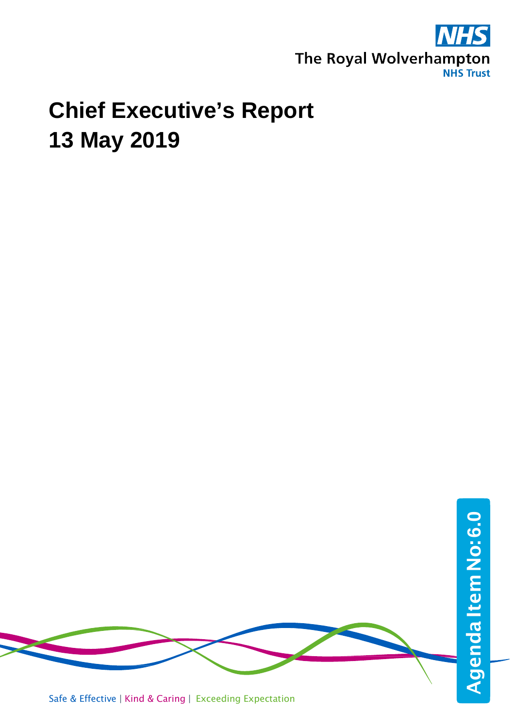NHS

The Royal Wolverhampton NHS Trust

# Chief Executive's Report
# 13 May 2019

Agenda Item No: 6.0

Safe & Effective | Kind & Caring | Exceeding Expectation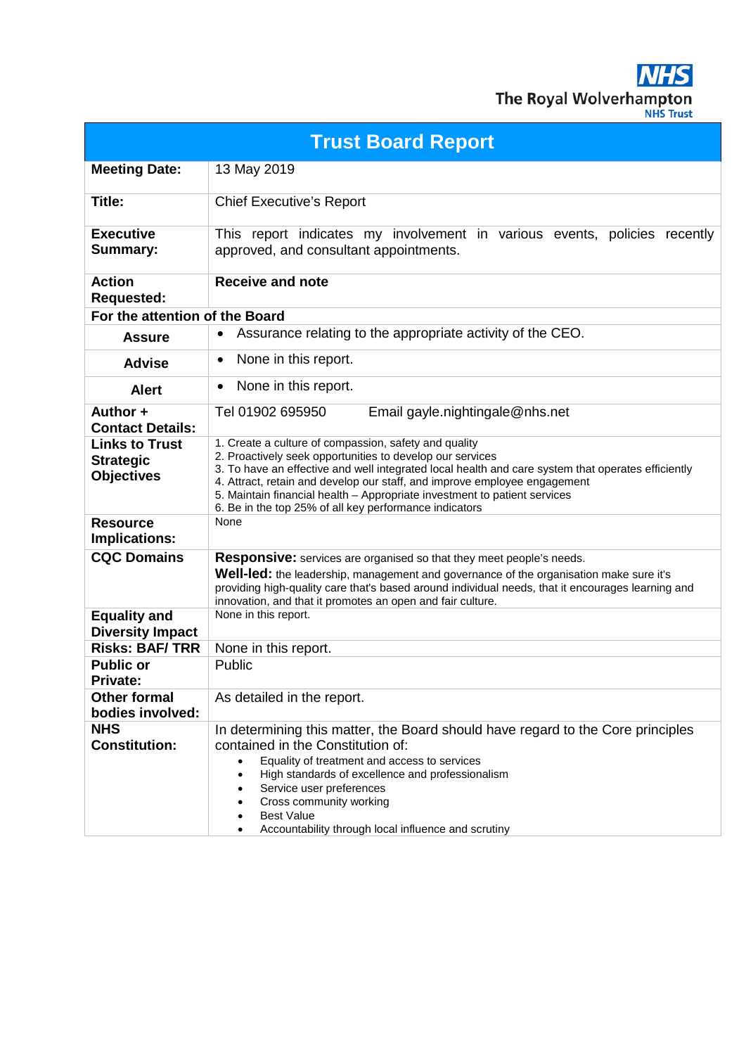The Royal Wolverhampton NHS Trust

# Trust Board Report

| | |
|---|---|
| **Meeting Date:** | 13 May 2019 |
| **Title:** | Chief Executive's Report |
| **Executive Summary:** | This report indicates my involvement in various events, policies recently approved, and consultant appointments. |
| **Action Requested:** | **Receive and note** |
| **For the attention of the Board** | |
| **Assure** | • Assurance relating to the appropriate activity of the CEO. |
| **Advise** | • None in this report. |
| **Alert** | • None in this report. |
| **Author + Contact Details:** | Tel 01902 695950 Email gayle.nightingale@nhs.net |
| **Links to Trust Strategic Objectives** | 1. Create a culture of compassion, safety and quality<br>2. Proactively seek opportunities to develop our services<br>3. To have an effective and well integrated local health and care system that operates efficiently<br>4. Attract, retain and develop our staff, and improve employee engagement<br>5. Maintain financial health – Appropriate investment to patient services<br>6. Be in the top 25% of all key performance indicators |
| **Resource Implications:** | None |
| **CQC Domains** | **Responsive:** services are organised so that they meet people's needs.<br>**Well-led:** the leadership, management and governance of the organisation make sure it's providing high-quality care that's based around individual needs, that it encourages learning and innovation, and that it promotes an open and fair culture. |
| **Equality and Diversity Impact** | None in this report. |
| **Risks: BAF/ TRR** | None in this report. |
| **Public or Private:** | Public |
| **Other formal bodies involved:** | As detailed in the report. |
| **NHS Constitution:** | In determining this matter, the Board should have regard to the Core principles contained in the Constitution of:<br>• Equality of treatment and access to services<br>• High standards of excellence and professionalism<br>• Service user preferences<br>• Cross community working<br>• Best Value<br>• Accountability through local influence and scrutiny |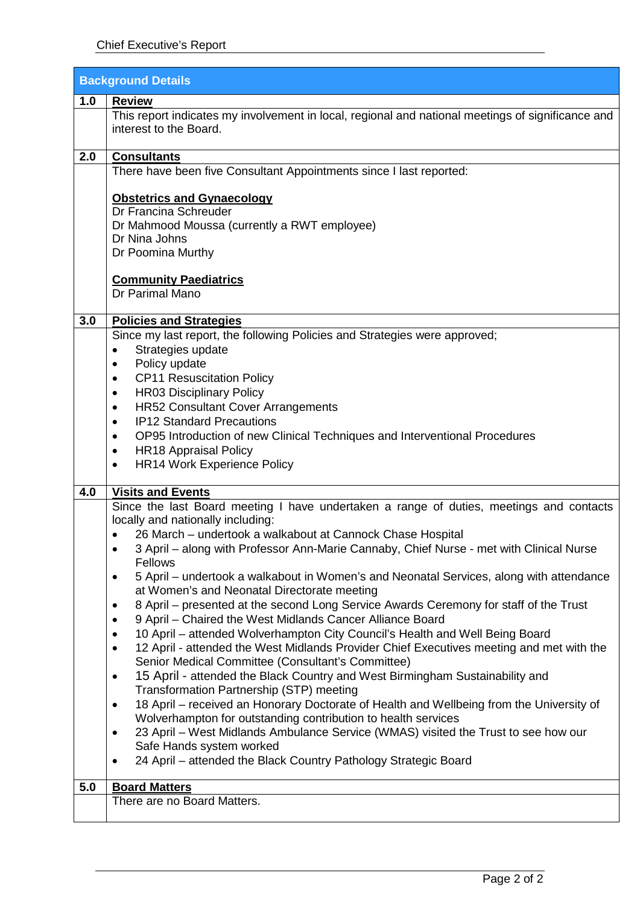| Background Details | |
|---|---|
| **1.0** | **Review** |
| | This report indicates my involvement in local, regional and national meetings of significance and interest to the Board. |
| **2.0** | **Consultants** |
| | There have been five Consultant Appointments since I last reported:<br><br>**Obstetrics and Gynaecology**<br>Dr Francina Schreuder<br>Dr Mahmood Moussa (currently a RWT employee)<br>Dr Nina Johns<br>Dr Poomina Murthy<br><br>**Community Paediatrics**<br>Dr Parimal Mano |
| **3.0** | **Policies and Strategies** |
| | Since my last report, the following Policies and Strategies were approved;<br>• Strategies update<br>• Policy update<br>• CP11 Resuscitation Policy<br>• HR03 Disciplinary Policy<br>• HR52 Consultant Cover Arrangements<br>• IP12 Standard Precautions<br>• OP95 Introduction of new Clinical Techniques and Interventional Procedures<br>• HR18 Appraisal Policy<br>• HR14 Work Experience Policy |
| **4.0** | **Visits and Events** |
| | Since the last Board meeting I have undertaken a range of duties, meetings and contacts locally and nationally including:<br>• 26 March – undertook a walkabout at Cannock Chase Hospital<br>• 3 April – along with Professor Ann-Marie Cannaby, Chief Nurse - met with Clinical Nurse Fellows<br>• 5 April – undertook a walkabout in Women's and Neonatal Services, along with attendance at Women's and Neonatal Directorate meeting<br>• 8 April – presented at the second Long Service Awards Ceremony for staff of the Trust<br>• 9 April – Chaired the West Midlands Cancer Alliance Board<br>• 10 April – attended Wolverhampton City Council's Health and Well Being Board<br>• 12 April - attended the West Midlands Provider Chief Executives meeting and met with the Senior Medical Committee (Consultant's Committee)<br>• 15 April - attended the Black Country and West Birmingham Sustainability and Transformation Partnership (STP) meeting<br>• 18 April – received an Honorary Doctorate of Health and Wellbeing from the University of Wolverhampton for outstanding contribution to health services<br>• 23 April – West Midlands Ambulance Service (WMAS) visited the Trust to see how our Safe Hands system worked<br>• 24 April – attended the Black Country Pathology Strategic Board |
| **5.0** | **Board Matters** |
| | There are no Board Matters. |